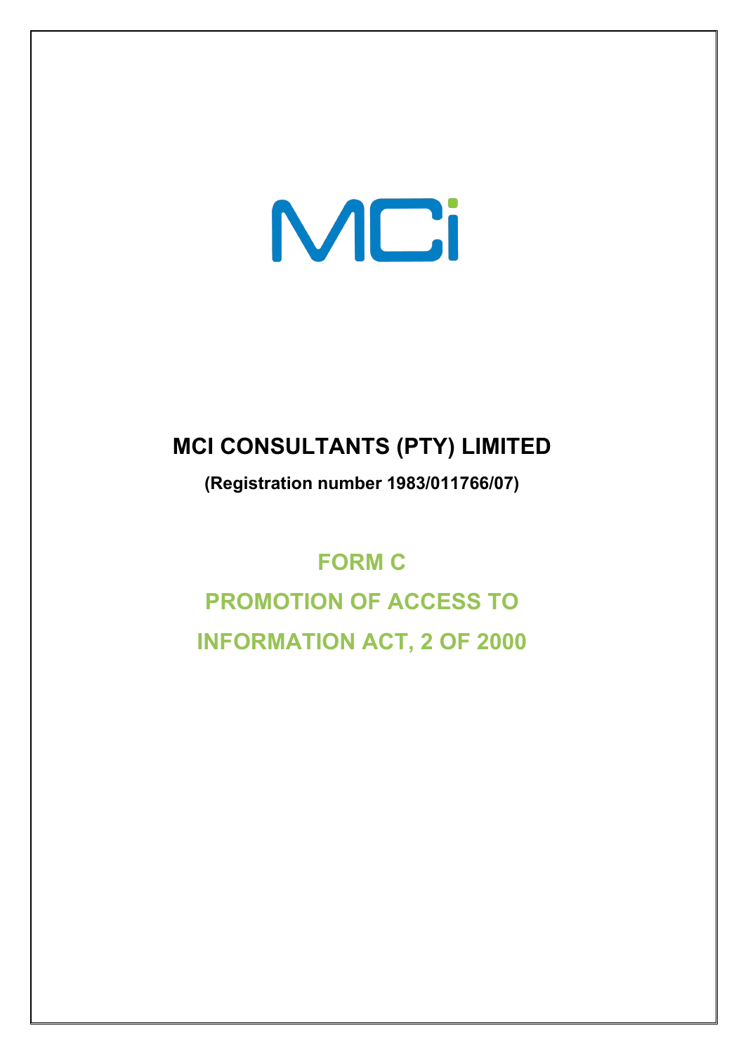MCi

# MCI CONSULTANTS (PTY) LIMITED

**(Registration number 1983/011766/07)**

## FORM C

## PROMOTION OF ACCESS TO INFORMATION ACT, 2 OF 2000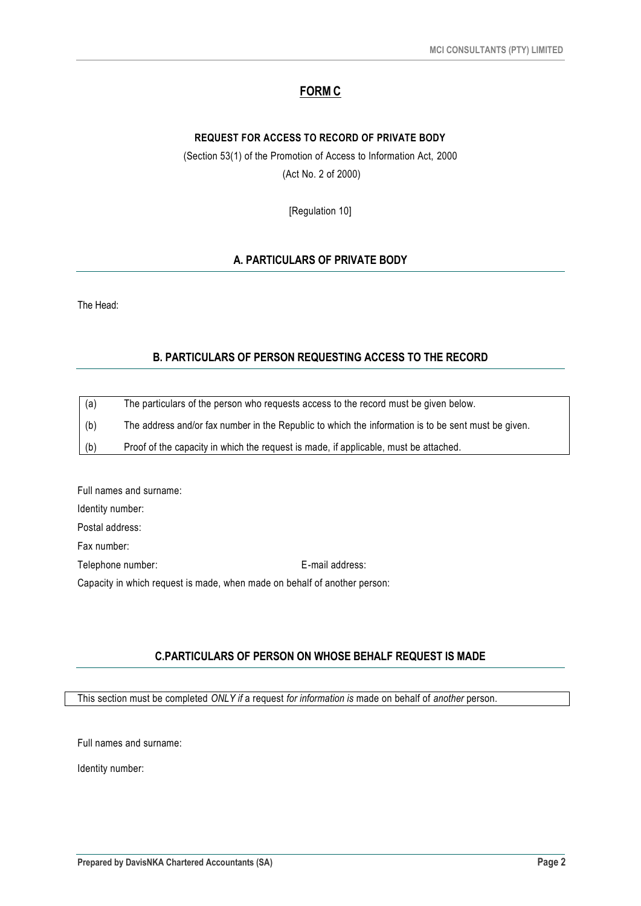# **FORM C**

**REQUEST FOR ACCESS TO RECORD OF PRIVATE BODY**

(Section 53(1) of the Promotion of Access to Information Act, 2000

(Act No. 2 of 2000)

[Regulation 10]

## A. PARTICULARS OF PRIVATE BODY

The Head:

## B. PARTICULARS OF PERSON REQUESTING ACCESS TO THE RECORD

| | |
|---|---|
| (a) | The particulars of the person who requests access to the record must be given below. |
| (b) | The address and/or fax number in the Republic to which the information is to be sent must be given. |
| (b) | Proof of the capacity in which the request is made, if applicable, must be attached. |

Full names and surname:

Identity number:

Postal address:

Fax number:

Telephone number: E-mail address:

Capacity in which request is made, when made on behalf of another person:

## C.PARTICULARS OF PERSON ON WHOSE BEHALF REQUEST IS MADE

This section must be completed *ONLY if* a request *for information is* made on behalf of *another* person.

Full names and surname:

Identity number: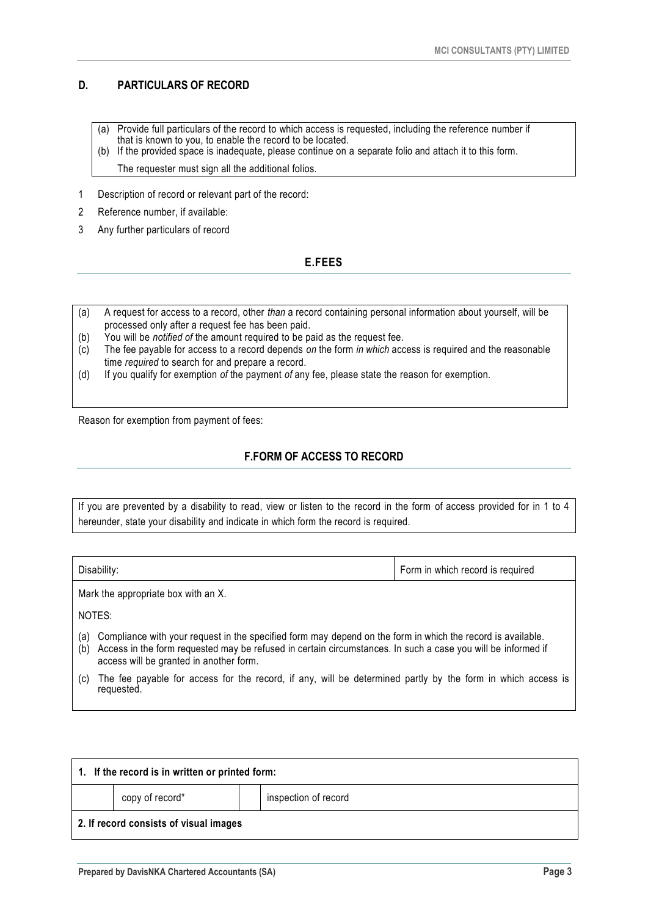## D. PARTICULARS OF RECORD

(a) Provide full particulars of the record to which access is requested, including the reference number if that is known to you, to enable the record to be located.
(b) If the provided space is inadequate, please continue on a separate folio and attach it to this form.

The requester must sign all the additional folios.

1. Description of record or relevant part of the record:
2. Reference number, if available:
3. Any further particulars of record

## E.FEES

(a) A request for access to a record, other *than* a record containing personal information about yourself, will be processed only after a request fee has been paid.
(b) You will be *notified of* the amount required to be paid as the request fee.
(c) The fee payable for access to a record depends *on* the form *in which* access is required and the reasonable time *required* to search for and prepare a record.
(d) If you qualify for exemption *of* the payment *of* any fee, please state the reason for exemption.

Reason for exemption from payment of fees:

## F.FORM OF ACCESS TO RECORD

If you are prevented by a disability to read, view or listen to the record in the form of access provided for in 1 to 4 hereunder, state your disability and indicate in which form the record is required.

| Disability: | Form in which record is required |
|---|---|

Mark the appropriate box with an X.

NOTES:

(a) Compliance with your request in the specified form may depend on the form in which the record is available.
(b) Access in the form requested may be refused in certain circumstances. In such a case you will be informed if access will be granted in another form.
(c) The fee payable for access for the record, if any, will be determined partly by the form in which access is requested.

| **1. If the record is in written or printed form:** | | | |
|---|---|---|---|
| | copy of record* | | inspection of record |
| **2. If record consists of visual images** | | | |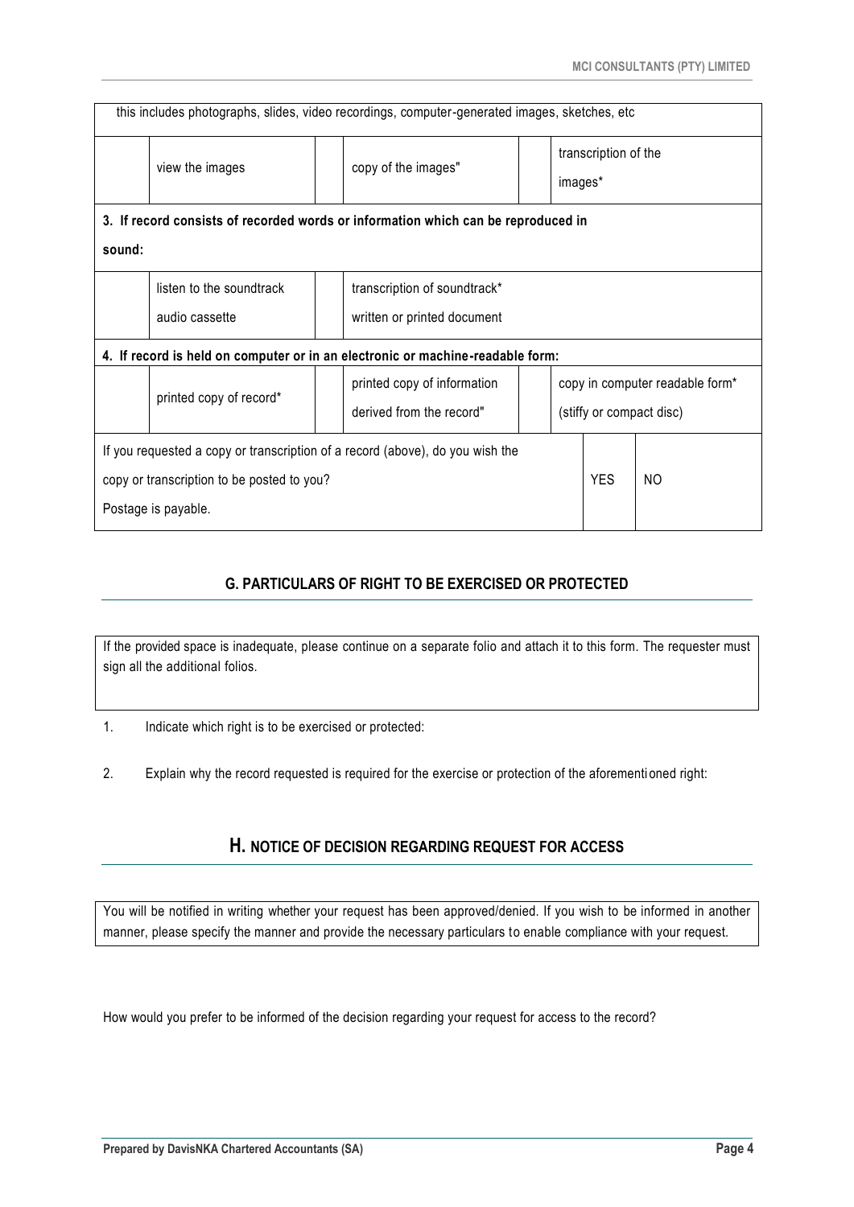| this includes photographs, slides, video recordings, computer-generated images, sketches, etc | | | | | | |
|---|---|---|---|---|---|---|
| | view the images | | copy of the images" | | transcription of the images* | |
| **3. If record consists of recorded words or information which can be reproduced in sound:** | | | | | | |
| | listen to the soundtrack<br>audio cassette | | transcription of soundtrack*<br>written or printed document | | | |
| **4. If record is held on computer or in an electronic or machine-readable form:** | | | | | | |
| | printed copy of record* | | printed copy of information derived from the record" | | copy in computer readable form* (stiffy or compact disc) | |
| If you requested a copy or transcription of a record (above), do you wish the copy or transcription to be posted to you?<br>Postage is payable. | | | | | YES | NO |

## G. PARTICULARS OF RIGHT TO BE EXERCISED OR PROTECTED

If the provided space is inadequate, please continue on a separate folio and attach it to this form. The requester must sign all the additional folios.

1. Indicate which right is to be exercised or protected:

2. Explain why the record requested is required for the exercise or protection of the aforementioned right:

## H. NOTICE OF DECISION REGARDING REQUEST FOR ACCESS

You will be notified in writing whether your request has been approved/denied. If you wish to be informed in another manner, please specify the manner and provide the necessary particulars to enable compliance with your request.

How would you prefer to be informed of the decision regarding your request for access to the record?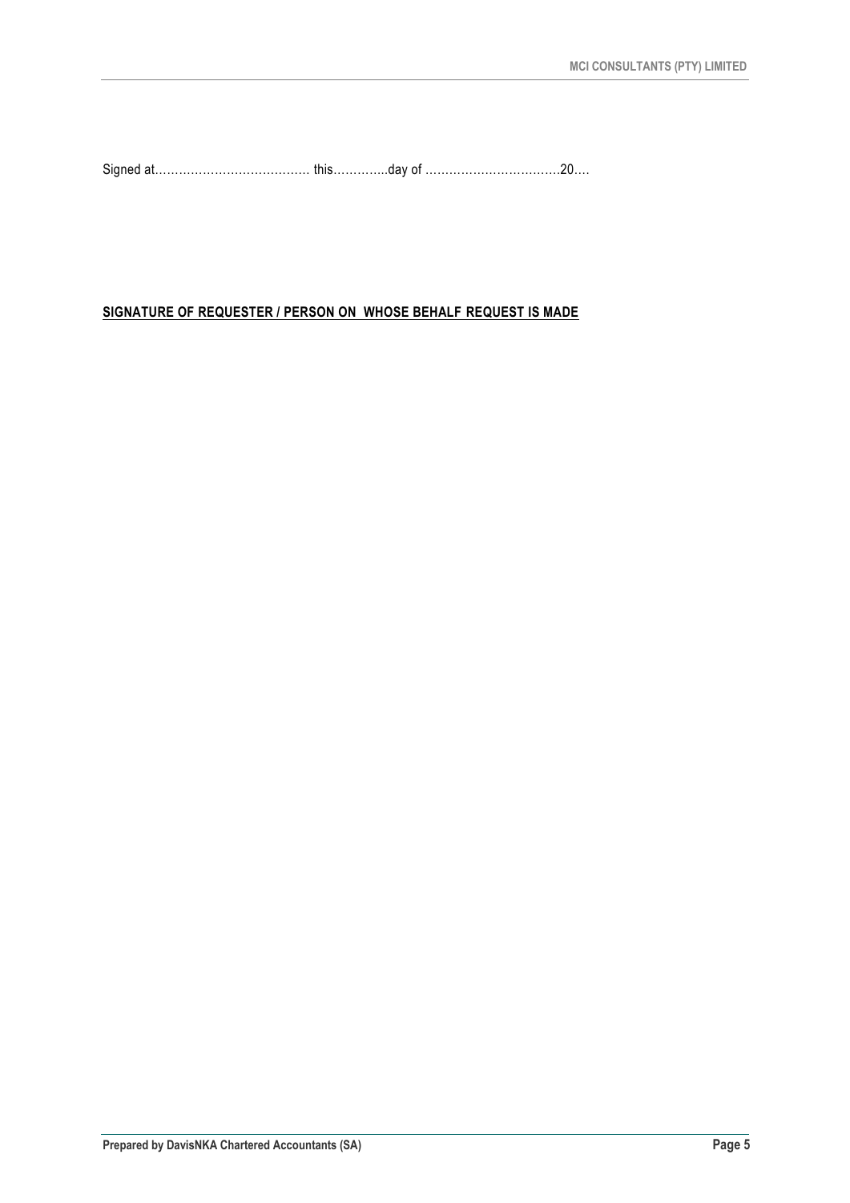Signed at………………………………… this…………..day of ……………………………20….

**<u>SIGNATURE OF REQUESTER / PERSON ON WHOSE BEHALF REQUEST IS MADE</u>**